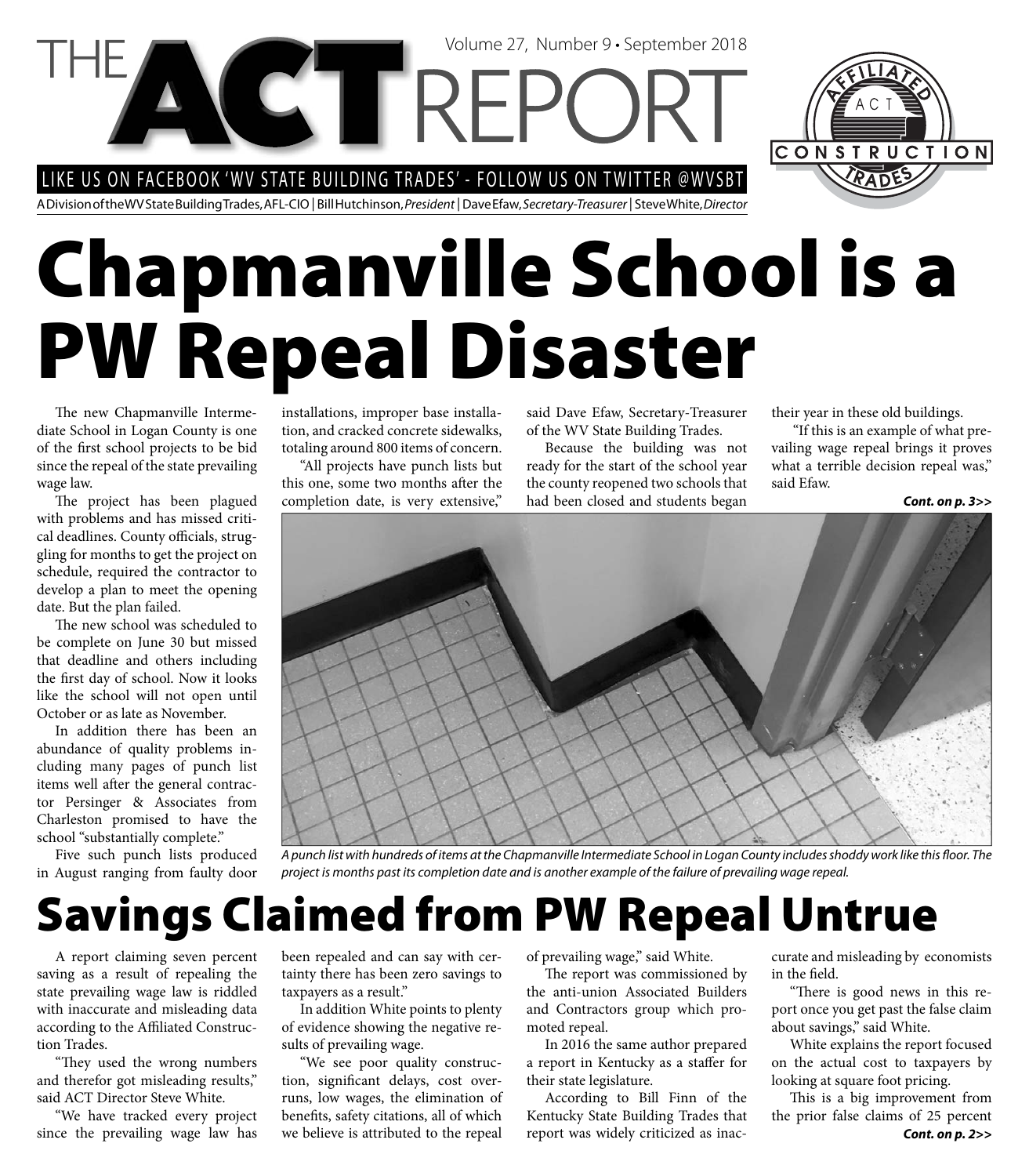# THE ACT REPORT

Volume 27, Number 9 • September 2018

LIKE US ON FACEBOOK 'WV STATE BUILDING TRADES' - FOLLOW US ON TWITTER @WVSBT

A Division of the WV State Building Trades, AFL-CIO | Bill Hutchinson, *President* | Dave Efaw, *Secretary-Treasurer* | Steve White, *Director*

# Chapmanville School is a PW Repeal Disaster

The new Chapmanville Intermediate School in Logan County is one of the first school projects to be bid since the repeal of the state prevailing wage law.

The project has been plagued with problems and has missed critical deadlines. County officials, struggling for months to get the project on schedule, required the contractor to develop a plan to meet the opening date. But the plan failed.

The new school was scheduled to be complete on June 30 but missed that deadline and others including the first day of school. Now it looks like the school will not open until October or as late as November.

In addition there has been an abundance of quality problems including many pages of punch list items well after the general contractor Persinger & Associates from Charleston promised to have the school "substantially complete."

Five such punch lists produced in August ranging from faulty door installations, improper base installation, and cracked concrete sidewalks, totaling around 800 items of concern.

"All projects have punch lists but this one, some two months after the completion date, is very extensive," said Dave Efaw, Secretary-Treasurer of the WV State Building Trades.

Because the building was not ready for the start of the school year the county reopened two schools that had been closed and students began their year in these old buildings.

"If this is an example of what prevailing wage repeal brings it proves what a terrible decision repeal was," said Efaw.

***Cont. on p. 3>>***

*A punch list with hundreds of items at the Chapmanville Intermediate School in Logan County includes shoddy work like this floor. The project is months past its completion date and is another example of the failure of prevailing wage repeal.*

# Savings Claimed from PW Repeal Untrue

A report claiming seven percent saving as a result of repealing the state prevailing wage law is riddled with inaccurate and misleading data according to the Affiliated Construction Trades.

"They used the wrong numbers and therefor got misleading results," said ACT Director Steve White.

"We have tracked every project since the prevailing wage law has been repealed and can say with certainty there has been zero savings to taxpayers as a result."

In addition White points to plenty of evidence showing the negative results of prevailing wage.

"We see poor quality construction, significant delays, cost overruns, low wages, the elimination of benefits, safety citations, all of which we believe is attributed to the repeal of prevailing wage," said White.

The report was commissioned by the anti-union Associated Builders and Contractors group which promoted repeal.

In 2016 the same author prepared a report in Kentucky as a staffer for their state legislature.

According to Bill Finn of the Kentucky State Building Trades that report was widely criticized as inaccurate and misleading by economists in the field.

"There is good news in this report once you get past the false claim about savings," said White.

White explains the report focused on the actual cost to taxpayers by looking at square foot pricing.

This is a big improvement from the prior false claims of 25 percent

***Cont. on p. 2>>***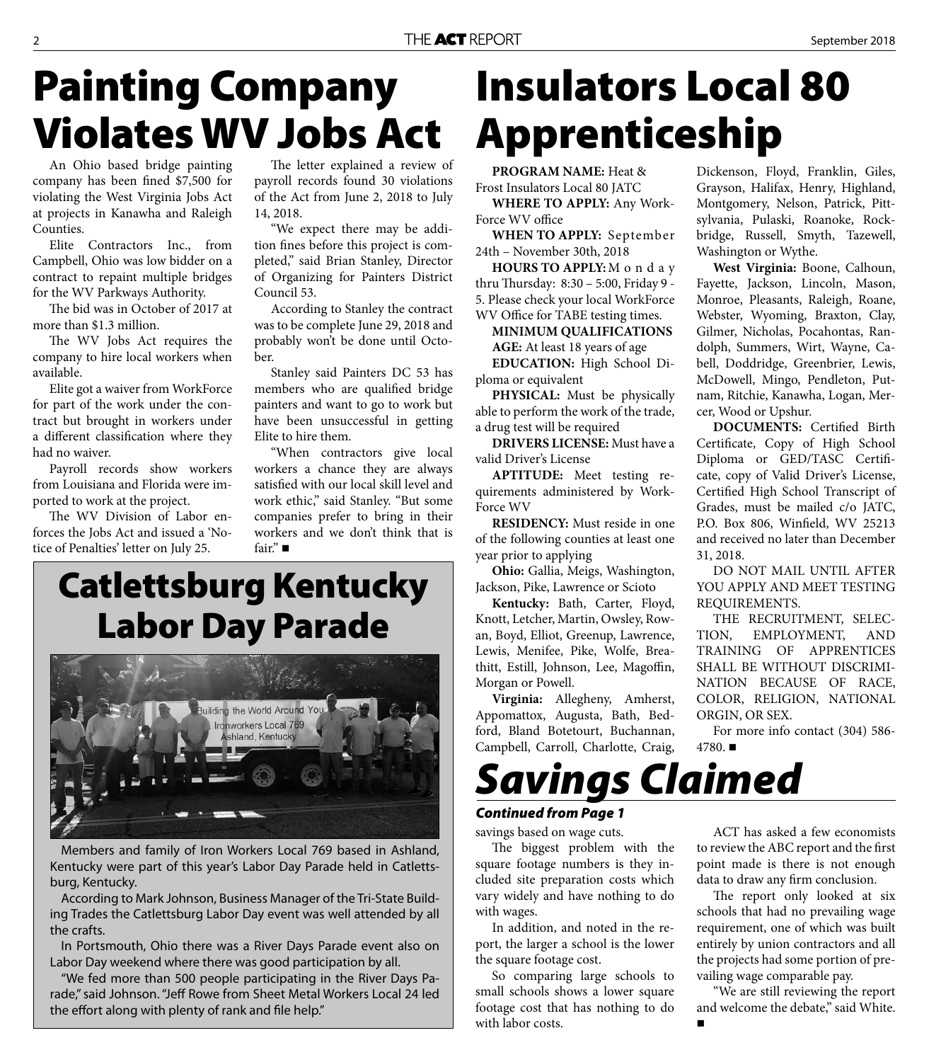# Painting Company Violates WV Jobs Act

An Ohio based bridge painting company has been fined $7,500 for violating the West Virginia Jobs Act at projects in Kanawha and Raleigh Counties.

Elite Contractors Inc., from Campbell, Ohio was low bidder on a contract to repaint multiple bridges for the WV Parkways Authority.

The bid was in October of 2017 at more than $1.3 million.

The WV Jobs Act requires the company to hire local workers when available.

Elite got a waiver from WorkForce for part of the work under the contract but brought in workers under a different classification where they had no waiver.

Payroll records show workers from Louisiana and Florida were imported to work at the project.

The WV Division of Labor enforces the Jobs Act and issued a 'Notice of Penalties' letter on July 25.

The letter explained a review of payroll records found 30 violations of the Act from June 2, 2018 to July 14, 2018.

"We expect there may be addition fines before this project is completed," said Brian Stanley, Director of Organizing for Painters District Council 53.

According to Stanley the contract was to be complete June 29, 2018 and probably won't be done until October.

Stanley said Painters DC 53 has members who are qualified bridge painters and want to go to work but have been unsuccessful in getting Elite to hire them.

"When contractors give local workers a chance they are always satisfied with our local skill level and work ethic," said Stanley. "But some companies prefer to bring in their workers and we don't think that is fair." ■

# Catlettsburg Kentucky Labor Day Parade

Members and family of Iron Workers Local 769 based in Ashland, Kentucky were part of this year's Labor Day Parade held in Catlettsburg, Kentucky.

According to Mark Johnson, Business Manager of the Tri-State Building Trades the Catlettsburg Labor Day event was well attended by all the crafts.

In Portsmouth, Ohio there was a River Days Parade event also on Labor Day weekend where there was good participation by all.

"We fed more than 500 people participating in the River Days Parade," said Johnson. "Jeff Rowe from Sheet Metal Workers Local 24 led the effort along with plenty of rank and file help."

# Insulators Local 80 Apprenticeship

**PROGRAM NAME:** Heat & Frost Insulators Local 80 JATC

**WHERE TO APPLY:** Any WorkForce WV office

**WHEN TO APPLY:** September 24th – November 30th, 2018

**HOURS TO APPLY:** Monday thru Thursday: 8:30 – 5:00, Friday 9 - 5. Please check your local WorkForce WV Office for TABE testing times.

**MINIMUM QUALIFICATIONS**

**AGE:** At least 18 years of age

**EDUCATION:** High School Diploma or equivalent

**PHYSICAL:** Must be physically able to perform the work of the trade, a drug test will be required

**DRIVERS LICENSE:** Must have a valid Driver's License

**APTITUDE:** Meet testing requirements administered by WorkForce WV

**RESIDENCY:** Must reside in one of the following counties at least one year prior to applying

**Ohio:** Gallia, Meigs, Washington, Jackson, Pike, Lawrence or Scioto

**Kentucky:** Bath, Carter, Floyd, Knott, Letcher, Martin, Owsley, Rowan, Boyd, Elliot, Greenup, Lawrence, Lewis, Menifee, Pike, Wolfe, Breathitt, Estill, Johnson, Lee, Magoffin, Morgan or Powell.

**Virginia:** Allegheny, Amherst, Appomattox, Augusta, Bath, Bedford, Bland Botetourt, Buchannan, Campbell, Carroll, Charlotte, Craig, Dickenson, Floyd, Franklin, Giles, Grayson, Halifax, Henry, Highland, Montgomery, Nelson, Patrick, Pittsylvania, Pulaski, Roanoke, Rockbridge, Russell, Smyth, Tazewell, Washington or Wythe.

**West Virginia:** Boone, Calhoun, Fayette, Jackson, Lincoln, Mason, Monroe, Pleasants, Raleigh, Roane, Webster, Wyoming, Braxton, Clay, Gilmer, Nicholas, Pocahontas, Randolph, Summers, Wirt, Wayne, Cabell, Doddridge, Greenbrier, Lewis, McDowell, Mingo, Pendleton, Putnam, Ritchie, Kanawha, Logan, Mercer, Wood or Upshur.

**DOCUMENTS:** Certified Birth Certificate, Copy of High School Diploma or GED/TASC Certificate, copy of Valid Driver's License, Certified High School Transcript of Grades, must be mailed c/o JATC, P.O. Box 806, Winfield, WV 25213 and received no later than December 31, 2018.

DO NOT MAIL UNTIL AFTER YOU APPLY AND MEET TESTING REQUIREMENTS.

THE RECRUITMENT, SELECTION, EMPLOYMENT, AND TRAINING OF APPRENTICES SHALL BE WITHOUT DISCRIMINATION BECAUSE OF RACE, COLOR, RELIGION, NATIONAL ORGIN, OR SEX.

For more info contact (304) 586-4780. ■

# *Savings Claimed*

***Continued from Page 1***

savings based on wage cuts.

The biggest problem with the square footage numbers is they included site preparation costs which vary widely and have nothing to do with wages.

In addition, and noted in the report, the larger a school is the lower the square footage cost.

So comparing large schools to small schools shows a lower square footage cost that has nothing to do with labor costs.

ACT has asked a few economists to review the ABC report and the first point made is there is not enough data to draw any firm conclusion.

The report only looked at six schools that had no prevailing wage requirement, one of which was built entirely by union contractors and all the projects had some portion of prevailing wage comparable pay.

"We are still reviewing the report and welcome the debate," said White. ■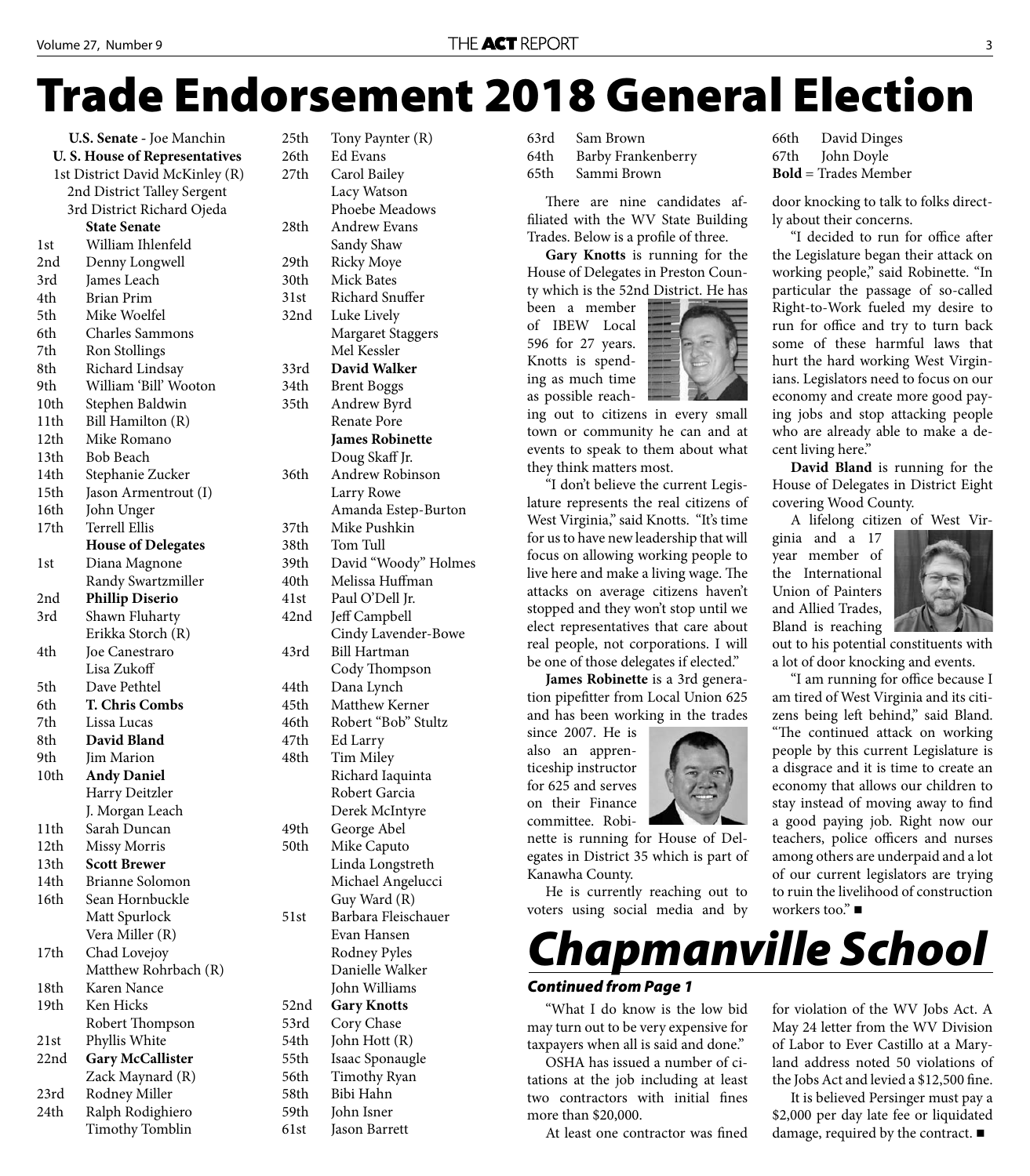# Trade Endorsement 2018 General Election

**U.S. Senate** - Joe Manchin

**U. S. House of Representatives**

1st District David McKinley (R)

2nd District Talley Sergent

3rd District Richard Ojeda

**State Senate**

| | |
|---|---|
| 1st | William Ihlenfeld |
| 2nd | Denny Longwell |
| 3rd | James Leach |
| 4th | Brian Prim |
| 5th | Mike Woelfel |
| 6th | Charles Sammons |
| 7th | Ron Stollings |
| 8th | Richard Lindsay |
| 9th | William 'Bill' Wooton |
| 10th | Stephen Baldwin |
| 11th | Bill Hamilton (R) |
| 12th | Mike Romano |
| 13th | Bob Beach |
| 14th | Stephanie Zucker |
| 15th | Jason Armentrout (I) |
| 16th | John Unger |
| 17th | Terrell Ellis |

**House of Delegates**

| | |
|---|---|
| 1st | Diana Magnone |
| | Randy Swartzmiller |
| 2nd | **Phillip Diserio** |
| 3rd | Shawn Fluharty |
| | Erikka Storch (R) |
| 4th | Joe Canestraro |
| | Lisa Zukoff |
| 5th | Dave Pethtel |
| 6th | **T. Chris Combs** |
| 7th | Lissa Lucas |
| 8th | **David Bland** |
| 9th | Jim Marion |
| 10th | **Andy Daniel** |
| | Harry Deitzler |
| | J. Morgan Leach |
| 11th | Sarah Duncan |
| 12th | Missy Morris |
| 13th | **Scott Brewer** |
| 14th | Brianne Solomon |
| 16th | Sean Hornbuckle |
| | Matt Spurlock |
| | Vera Miller (R) |
| 17th | Chad Lovejoy |
| | Matthew Rohrbach (R) |
| 18th | Karen Nance |
| 19th | Ken Hicks |
| | Robert Thompson |
| 21st | Phyllis White |
| 22nd | **Gary McCallister** |
| | Zack Maynard (R) |
| 23rd | Rodney Miller |
| 24th | Ralph Rodighiero |
| | Timothy Tomblin |
| 25th | Tony Paynter (R) |
| 26th | Ed Evans |
| 27th | Carol Bailey |
| | Lacy Watson |
| | Phoebe Meadows |
| 28th | Andrew Evans |
| | Sandy Shaw |
| 29th | Ricky Moye |
| 30th | Mick Bates |
| 31st | Richard Snuffer |
| 32nd | Luke Lively |
| | Margaret Staggers |
| | Mel Kessler |
| 33rd | **David Walker** |
| 34th | Brent Boggs |
| 35th | Andrew Byrd |
| | Renate Pore |
| | **James Robinette** |
| | Doug Skaff Jr. |
| 36th | Andrew Robinson |
| | Larry Rowe |
| | Amanda Estep-Burton |
| 37th | Mike Pushkin |
| 38th | Tom Tull |
| 39th | David "Woody" Holmes |
| 40th | Melissa Huffman |
| 41st | Paul O'Dell Jr. |
| 42nd | Jeff Campbell |
| | Cindy Lavender-Bowe |
| 43rd | Bill Hartman |
| | Cody Thompson |
| 44th | Dana Lynch |
| 45th | Matthew Kerner |
| 46th | Robert "Bob" Stultz |
| 47th | Ed Larry |
| 48th | Tim Miley |
| | Richard Iaquinta |
| | Robert Garcia |
| | Derek McIntyre |
| 49th | George Abel |
| 50th | Mike Caputo |
| | Linda Longstreth |
| | Michael Angelucci |
| | Guy Ward (R) |
| 51st | Barbara Fleischauer |
| | Evan Hansen |
| | Rodney Pyles |
| | Danielle Walker |
| | John Williams |
| 52nd | **Gary Knotts** |
| 53rd | Cory Chase |
| 54th | John Hott (R) |
| 55th | Isaac Sponaugle |
| 56th | Timothy Ryan |
| 58th | Bibi Hahn |
| 59th | John Isner |
| 61st | Jason Barrett |
| 63rd | Sam Brown |
| 64th | Barby Frankenberry |
| 65th | Sammi Brown |
| 66th | David Dinges |
| 67th | John Doyle |

**Bold** = Trades Member

There are nine candidates affiliated with the WV State Building Trades. Below is a profile of three.

**Gary Knotts** is running for the House of Delegates in Preston County which is the 52nd District. He has been a member of IBEW Local 596 for 27 years. Knotts is spending as much time as possible reaching out to citizens in every small town or community he can and at events to speak to them about what they think matters most.

"I don't believe the current Legislature represents the real citizens of West Virginia," said Knotts. "It's time for us to have new leadership that will focus on allowing working people to live here and make a living wage. The attacks on average citizens haven't stopped and they won't stop until we elect representatives that care about real people, not corporations. I will be one of those delegates if elected."

**James Robinette** is a 3rd generation pipefitter from Local Union 625 and has been working in the trades since 2007. He is also an apprenticeship instructor for 625 and serves on their Finance committee. Robinette is running for House of Delegates in District 35 which is part of Kanawha County.

He is currently reaching out to voters using social media and by door knocking to talk to folks directly about their concerns.

"I decided to run for office after the Legislature began their attack on working people," said Robinette. "In particular the passage of so-called Right-to-Work fueled my desire to run for office and try to turn back some of these harmful laws that hurt the hard working West Virginians. Legislators need to focus on our economy and create more good paying jobs and stop attacking people who are already able to make a decent living here."

**David Bland** is running for the House of Delegates in District Eight covering Wood County.

A lifelong citizen of West Virginia and a 17 year member of the International Union of Painters and Allied Trades, Bland is reaching out to his potential constituents with a lot of door knocking and events.

"I am running for office because I am tired of West Virginia and its citizens being left behind," said Bland. "The continued attack on working people by this current Legislature is a disgrace and it is time to create an economy that allows our children to stay instead of moving away to find a good paying job. Right now our teachers, police officers and nurses among others are underpaid and a lot of our current legislators are trying to ruin the livelihood of construction workers too." ■

# *Chapmanville School*

***Continued from Page 1***

"What I do know is the low bid may turn out to be very expensive for taxpayers when all is said and done."

OSHA has issued a number of citations at the job including at least two contractors with initial fines more than $20,000.

At least one contractor was fined for violation of the WV Jobs Act. A May 24 letter from the WV Division of Labor to Ever Castillo at a Maryland address noted 50 violations of the Jobs Act and levied a $12,500 fine.

It is believed Persinger must pay a $2,000 per day late fee or liquidated damage, required by the contract. ■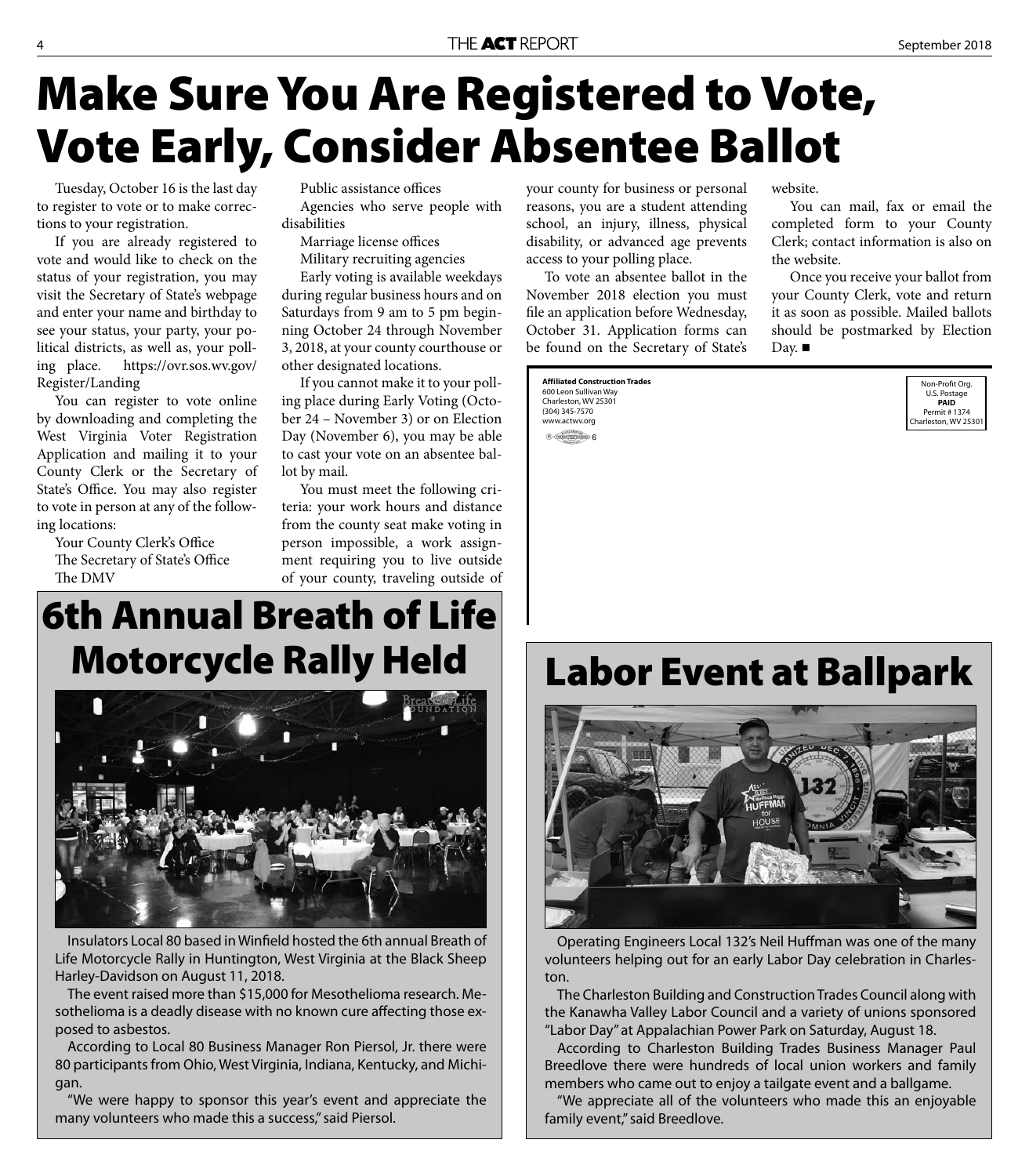# Make Sure You Are Registered to Vote, Vote Early, Consider Absentee Ballot

Tuesday, October 16 is the last day to register to vote or to make corrections to your registration.

If you are already registered to vote and would like to check on the status of your registration, you may visit the Secretary of State's webpage and enter your name and birthday to see your status, your party, your political districts, as well as, your polling place. https://ovr.sos.wv.gov/Register/Landing

You can register to vote online by downloading and completing the West Virginia Voter Registration Application and mailing it to your County Clerk or the Secretary of State's Office. You may also register to vote in person at any of the following locations:

Your County Clerk's Office
The Secretary of State's Office
The DMV
Public assistance offices
Agencies who serve people with disabilities
Marriage license offices
Military recruiting agencies

Early voting is available weekdays during regular business hours and on Saturdays from 9 am to 5 pm beginning October 24 through November 3, 2018, at your county courthouse or other designated locations.

If you cannot make it to your polling place during Early Voting (October 24 – November 3) or on Election Day (November 6), you may be able to cast your vote on an absentee ballot by mail.

You must meet the following criteria: your work hours and distance from the county seat make voting in person impossible, a work assignment requiring you to live outside of your county, traveling outside of your county for business or personal reasons, you are a student attending school, an injury, illness, physical disability, or advanced age prevents access to your polling place.

To vote an absentee ballot in the November 2018 election you must file an application before Wednesday, October 31. Application forms can be found on the Secretary of State's website.

You can mail, fax or email the completed form to your County Clerk; contact information is also on the website.

Once you receive your ballot from your County Clerk, vote and return it as soon as possible. Mailed ballots should be postmarked by Election Day. ■

**Affiliated Construction Trades**
600 Leon Sullivan Way
Charleston, WV 25301
(304) 345-7570
www.actwv.org

Non-Profit Org.
U.S. Postage
**PAID**
Permit # 1374
Charleston, WV 25301

# 6th Annual Breath of Life Motorcycle Rally Held

Insulators Local 80 based in Winfield hosted the 6th annual Breath of Life Motorcycle Rally in Huntington, West Virginia at the Black Sheep Harley-Davidson on August 11, 2018.

The event raised more than $15,000 for Mesothelioma research. Mesothelioma is a deadly disease with no known cure affecting those exposed to asbestos.

According to Local 80 Business Manager Ron Piersol, Jr. there were 80 participants from Ohio, West Virginia, Indiana, Kentucky, and Michigan.

"We were happy to sponsor this year's event and appreciate the many volunteers who made this a success," said Piersol.

# Labor Event at Ballpark

Operating Engineers Local 132's Neil Huffman was one of the many volunteers helping out for an early Labor Day celebration in Charleston.

The Charleston Building and Construction Trades Council along with the Kanawha Valley Labor Council and a variety of unions sponsored "Labor Day" at Appalachian Power Park on Saturday, August 18.

According to Charleston Building Trades Business Manager Paul Breedlove there were hundreds of local union workers and family members who came out to enjoy a tailgate event and a ballgame.

"We appreciate all of the volunteers who made this an enjoyable family event," said Breedlove.